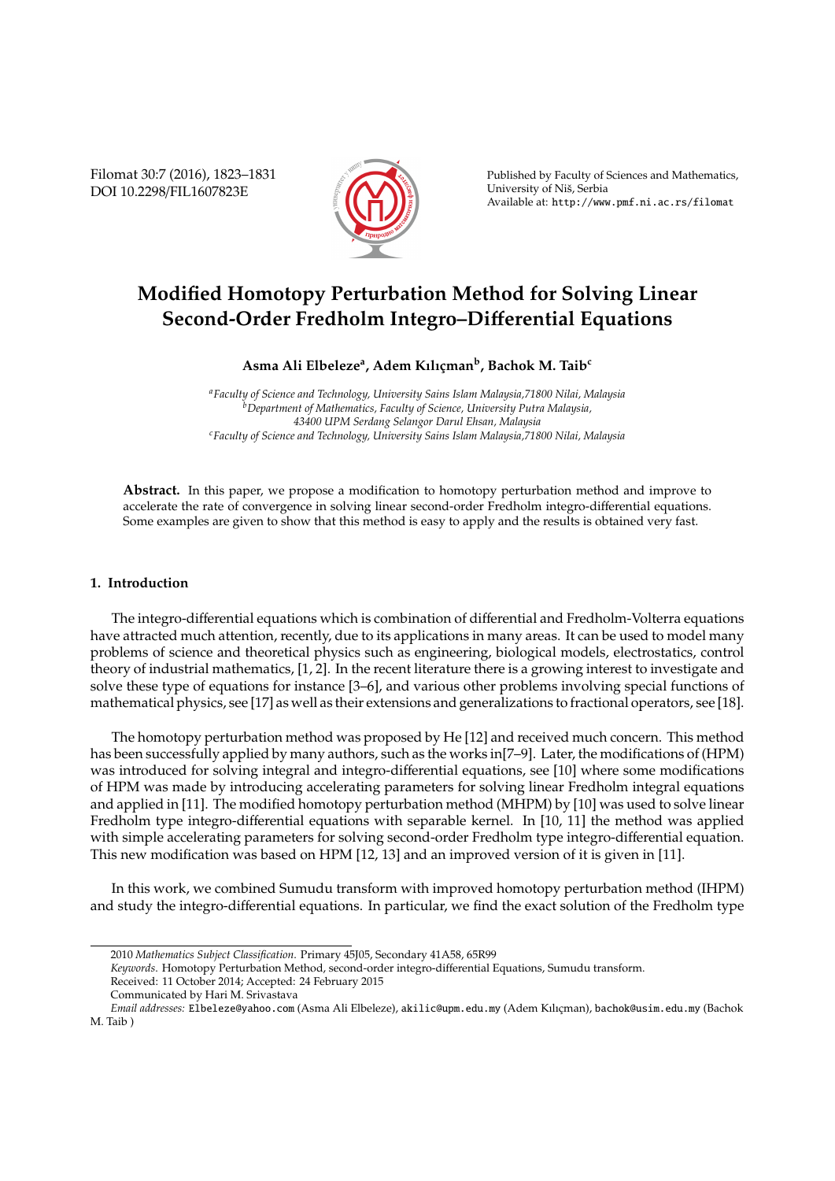# Modified Homotopy Perturbation Method for Solving Linear Second-Order Fredholm Integro–Differential Equations

**Asma Ali Elbeleze[a], Adem Kılıçman[b], Bachok M. Taib[c]**

[a] *Faculty of Science and Technology, University Sains Islam Malaysia,71800 Nilai, Malaysia*
[b] *Department of Mathematics, Faculty of Science, University Putra Malaysia, 43400 UPM Serdang Selangor Darul Ehsan, Malaysia*
[c] *Faculty of Science and Technology, University Sains Islam Malaysia,71800 Nilai, Malaysia*

**Abstract.** In this paper, we propose a modification to homotopy perturbation method and improve to accelerate the rate of convergence in solving linear second-order Fredholm integro-differential equations. Some examples are given to show that this method is easy to apply and the results is obtained very fast.

## 1. Introduction

The integro-differential equations which is combination of differential and Fredholm-Volterra equations have attracted much attention, recently, due to its applications in many areas. It can be used to model many problems of science and theoretical physics such as engineering, biological models, electrostatics, control theory of industrial mathematics, [1, 2]. In the recent literature there is a growing interest to investigate and solve these type of equations for instance [3–6], and various other problems involving special functions of mathematical physics, see [17] as well as their extensions and generalizations to fractional operators, see [18].

The homotopy perturbation method was proposed by He [12] and received much concern. This method has been successfully applied by many authors, such as the works in[7–9]. Later, the modifications of (HPM) was introduced for solving integral and integro-differential equations, see [10] where some modifications of HPM was made by introducing accelerating parameters for solving linear Fredholm integral equations and applied in [11]. The modified homotopy perturbation method (MHPM) by [10] was used to solve linear Fredholm type integro-differential equations with separable kernel. In [10, 11] the method was applied with simple accelerating parameters for solving second-order Fredholm type integro-differential equation. This new modification was based on HPM [12, 13] and an improved version of it is given in [11].

In this work, we combined Sumudu transform with improved homotopy perturbation method (IHPM) and study the integro-differential equations. In particular, we find the exact solution of the Fredholm type

---

2010 *Mathematics Subject Classification.* Primary 45J05, Secondary 41A58, 65R99

*Keywords.* Homotopy Perturbation Method, second-order integro-differential Equations, Sumudu transform.

Received: 11 October 2014; Accepted: 24 February 2015

Communicated by Hari M. Srivastava

*Email addresses:* Elbeleze@yahoo.com (Asma Ali Elbeleze), akilic@upm.edu.my (Adem Kılıçman), bachok@usim.edu.my (Bachok M. Taib )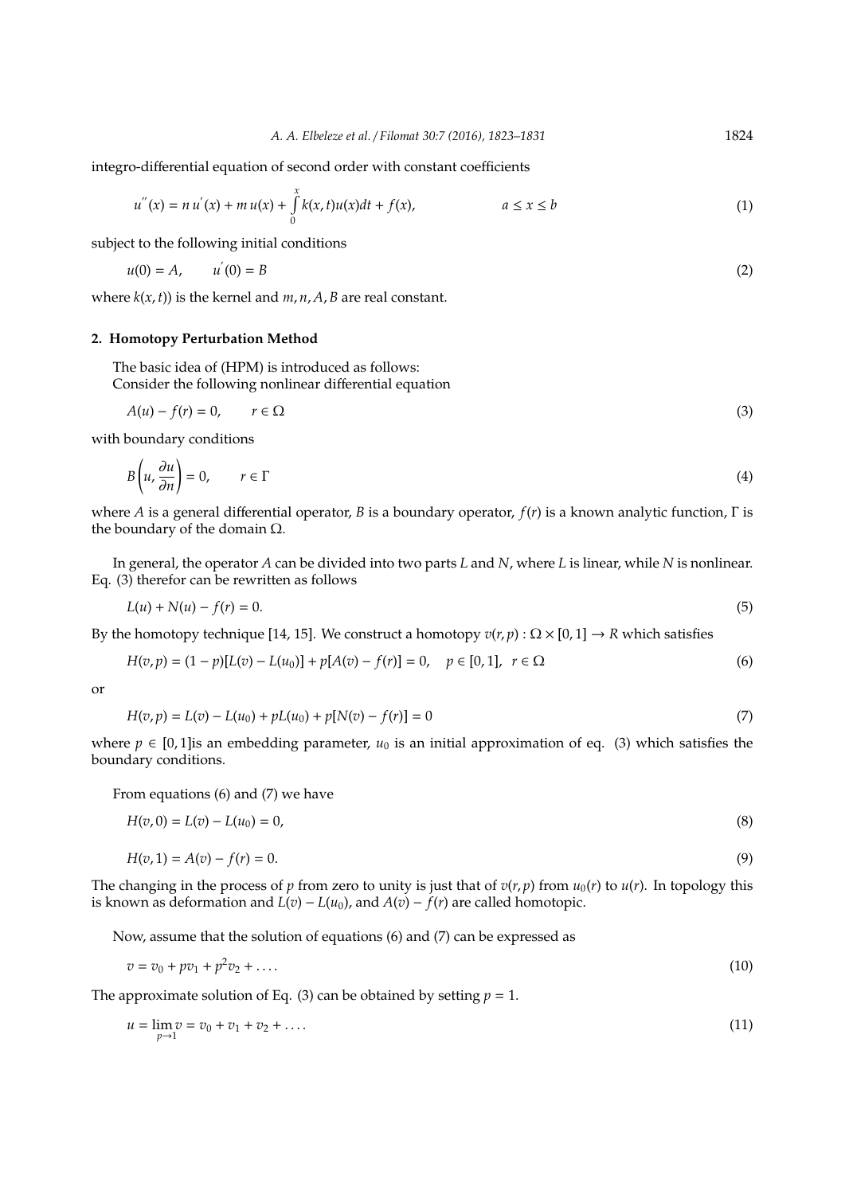integro-differential equation of second order with constant coefficients

$$u^{''}(x) = n\,u^{'}(x) + m\,u(x) + \int_{0}^{x} k(x,t)u(x)dt + f(x), \qquad a \le x \le b \tag{1}$$

subject to the following initial conditions

$$u(0) = A, \qquad u^{'}(0) = B \tag{2}$$

where $k(x,t))$ is the kernel and $m, n, A, B$ are real constant.

## 2. Homotopy Perturbation Method

The basic idea of (HPM) is introduced as follows:
Consider the following nonlinear differential equation

$$A(u) - f(r) = 0, \qquad r \in \Omega \tag{3}$$

with boundary conditions

$$B\left(u, \frac{\partial u}{\partial n}\right) = 0, \qquad r \in \Gamma \tag{4}$$

where $A$ is a general differential operator, $B$ is a boundary operator, $f(r)$ is a known analytic function, $\Gamma$ is the boundary of the domain $\Omega$.

In general, the operator $A$ can be divided into two parts $L$ and $N$, where $L$ is linear, while $N$ is nonlinear. Eq. (3) therefor can be rewritten as follows

$$L(u) + N(u) - f(r) = 0. \tag{5}$$

By the homotopy technique [14, 15]. We construct a homotopy $v(r,p) : \Omega \times [0,1] \to R$ which satisfies

$$H(v,p) = (1-p)[L(v) - L(u_0)] + p[A(v) - f(r)] = 0, \quad p \in [0,1], \;\; r \in \Omega \tag{6}$$

or

$$H(v,p) = L(v) - L(u_0) + pL(u_0) + p[N(v) - f(r)] = 0 \tag{7}$$

where $p \in [0,1]$is an embedding parameter, $u_0$ is an initial approximation of eq. (3) which satisfies the boundary conditions.

From equations (6) and (7) we have

$$H(v,0) = L(v) - L(u_0) = 0, \tag{8}$$

$$H(v,1) = A(v) - f(r) = 0. \tag{9}$$

The changing in the process of $p$ from zero to unity is just that of $v(r,p)$ from $u_0(r)$ to $u(r)$. In topology this is known as deformation and $L(v) - L(u_0)$, and $A(v) - f(r)$ are called homotopic.

Now, assume that the solution of equations (6) and (7) can be expressed as

$$v = v_0 + pv_1 + p^2 v_2 + \ldots. \tag{10}$$

The approximate solution of Eq. (3) can be obtained by setting $p = 1$.

$$u = \lim_{p \to 1} v = v_0 + v_1 + v_2 + \ldots. \tag{11}$$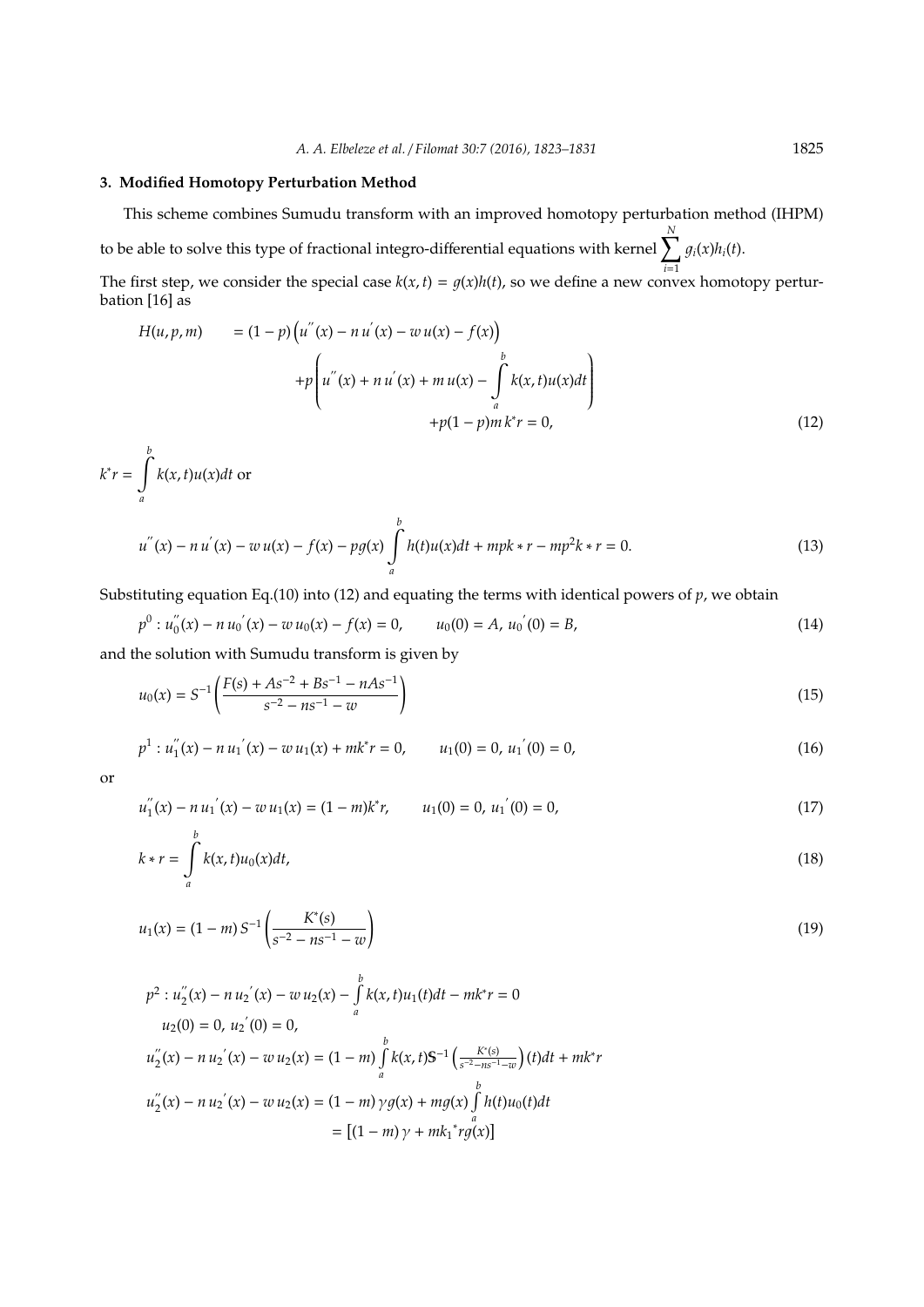## 3. Modified Homotopy Perturbation Method

This scheme combines Sumudu transform with an improved homotopy perturbation method (IHPM) to be able to solve this type of fractional integro-differential equations with kernel $\sum_{i=1}^{N} g_i(x)h_i(t)$.

The first step, we consider the special case $k(x,t) = g(x)h(t)$, so we define a new convex homotopy perturbation [16] as

$$
\begin{aligned}
H(u,p,m) \quad &= (1-p)\left(u^{''}(x) - n\,u^{'}(x) - w\,u(x) - f(x)\right) \\
&\quad + p\left(u^{''}(x) + n\,u^{'}(x) + m\,u(x) - \int_a^b k(x,t)u(x)dt\right) \\
&\quad + p(1-p)m\,k^{*}r = 0,
\end{aligned} \tag{12}
$$

$k^{*}r = \int_a^b k(x,t)u(x)dt$ or

$$
u^{''}(x) - n\,u^{'}(x) - w\,u(x) - f(x) - pg(x)\int_a^b h(t)u(x)dt + mpk*r - mp^2k*r = 0. \tag{13}
$$

Substituting equation Eq.(10) into (12) and equating the terms with identical powers of $p$, we obtain

$$
p^0 : u_0^{''}(x) - n\,u_0^{'}(x) - w\,u_0(x) - f(x) = 0, \qquad u_0(0) = A,\; u_0^{'}(0) = B, \tag{14}
$$

and the solution with Sumudu transform is given by

$$
u_0(x) = S^{-1}\left(\frac{F(s) + As^{-2} + Bs^{-1} - nAs^{-1}}{s^{-2} - ns^{-1} - w}\right) \tag{15}
$$

$$
p^1 : u_1^{''}(x) - n\,u_1^{'}(x) - w\,u_1(x) + mk^{*}r = 0, \qquad u_1(0) = 0,\; u_1^{'}(0) = 0, \tag{16}
$$

or

$$
u_1^{''}(x) - n\,u_1^{'}(x) - w\,u_1(x) = (1-m)k^{*}r, \qquad u_1(0) = 0,\; u_1^{'}(0) = 0, \tag{17}
$$

$$
k*r = \int_a^b k(x,t)u_0(x)dt, \tag{18}
$$

$$
u_1(x) = (1-m)\,S^{-1}\left(\frac{K^{*}(s)}{s^{-2} - ns^{-1} - w}\right) \tag{19}
$$

$$
\begin{aligned}
&p^2 : u_2^{''}(x) - n\,u_2^{'}(x) - w\,u_2(x) - \int_a^b k(x,t)u_1(t)dt - mk^{*}r = 0 \\
&\quad u_2(0) = 0,\; u_2^{'}(0) = 0, \\
&u_2^{''}(x) - n\,u_2^{'}(x) - w\,u_2(x) = (1-m)\int_a^b k(x,t)\mathbf{S}^{-1}\left(\tfrac{K^{*}(s)}{s^{-2}-ns^{-1}-w}\right)(t)dt + mk^{*}r \\
&u_2^{''}(x) - n\,u_2^{'}(x) - w\,u_2(x) = (1-m)\,\gamma g(x) + mg(x)\int_a^b h(t)u_0(t)dt \\
&\qquad = \left[(1-m)\,\gamma + mk_1{}^{*}rg(x)\right]
\end{aligned}
$$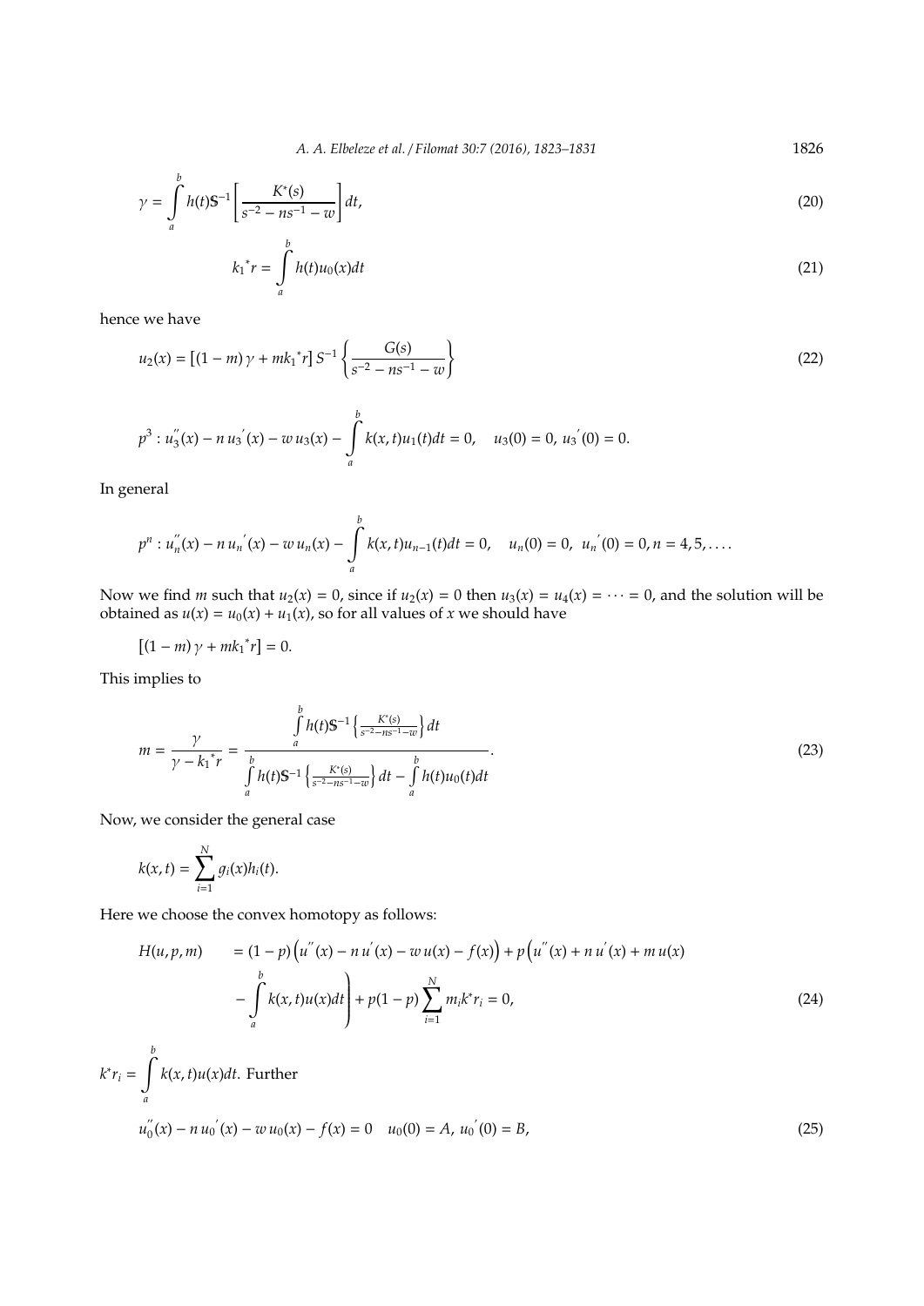$$\gamma = \int_a^b h(t)\mathbb{S}^{-1}\left[\frac{K^*(s)}{s^{-2} - ns^{-1} - w}\right]dt, \tag{20}$$

$$k_1{}^* r = \int_a^b h(t)u_0(x)dt \tag{21}$$

hence we have

$$u_2(x) = \left[(1-m)\,\gamma + mk_1{}^* r\right] S^{-1}\left\{\frac{G(s)}{s^{-2} - ns^{-1} - w}\right\} \tag{22}$$

$$p^3 : u_3^{''}(x) - n\, u_3^{'}(x) - w\, u_3(x) - \int_a^b k(x,t)u_1(t)dt = 0, \quad u_3(0) = 0,\ u_3^{'}(0) = 0.$$

In general

$$p^n : u_n^{''}(x) - n\, u_n^{'}(x) - w\, u_n(x) - \int_a^b k(x,t)u_{n-1}(t)dt = 0, \quad u_n(0) = 0,\ u_n^{'}(0) = 0, n = 4, 5, \ldots.$$

Now we find $m$ such that $u_2(x) = 0$, since if $u_2(x) = 0$ then $u_3(x) = u_4(x) = \cdots = 0$, and the solution will be obtained as $u(x) = u_0(x) + u_1(x)$, so for all values of $x$ we should have

$$\left[(1-m)\,\gamma + mk_1{}^* r\right] = 0.$$

This implies to

$$m = \frac{\gamma}{\gamma - k_1{}^* r} = \frac{\int_a^b h(t)\mathbb{S}^{-1}\left\{\frac{K^*(s)}{s^{-2} - ns^{-1} - w}\right\}dt}{\int_a^b h(t)\mathbb{S}^{-1}\left\{\frac{K^*(s)}{s^{-2} - ns^{-1} - w}\right\}dt - \int_a^b h(t)u_0(t)dt}. \tag{23}$$

Now, we consider the general case

$$k(x,t) = \sum_{i=1}^{N} g_i(x)h_i(t).$$

Here we choose the convex homotopy as follows:

$$\begin{aligned} H(u,p,m) \quad &= (1-p)\left(u^{''}(x) - n\, u^{'}(x) - w\, u(x) - f(x)\right) + p\left(u^{''}(x) + n\, u^{'}(x) + m\, u(x)\right. \\ &\left. - \int_a^b k(x,t)u(x)dt\right) + p(1-p)\sum_{i=1}^{N} m_i k^* r_i = 0, \end{aligned} \tag{24}$$

$k^* r_i = \int_a^b k(x,t)u(x)dt$. Further

$$u_0^{''}(x) - n\, u_0^{'}(x) - w\, u_0(x) - f(x) = 0 \quad u_0(0) = A,\ u_0^{'}(0) = B, \tag{25}$$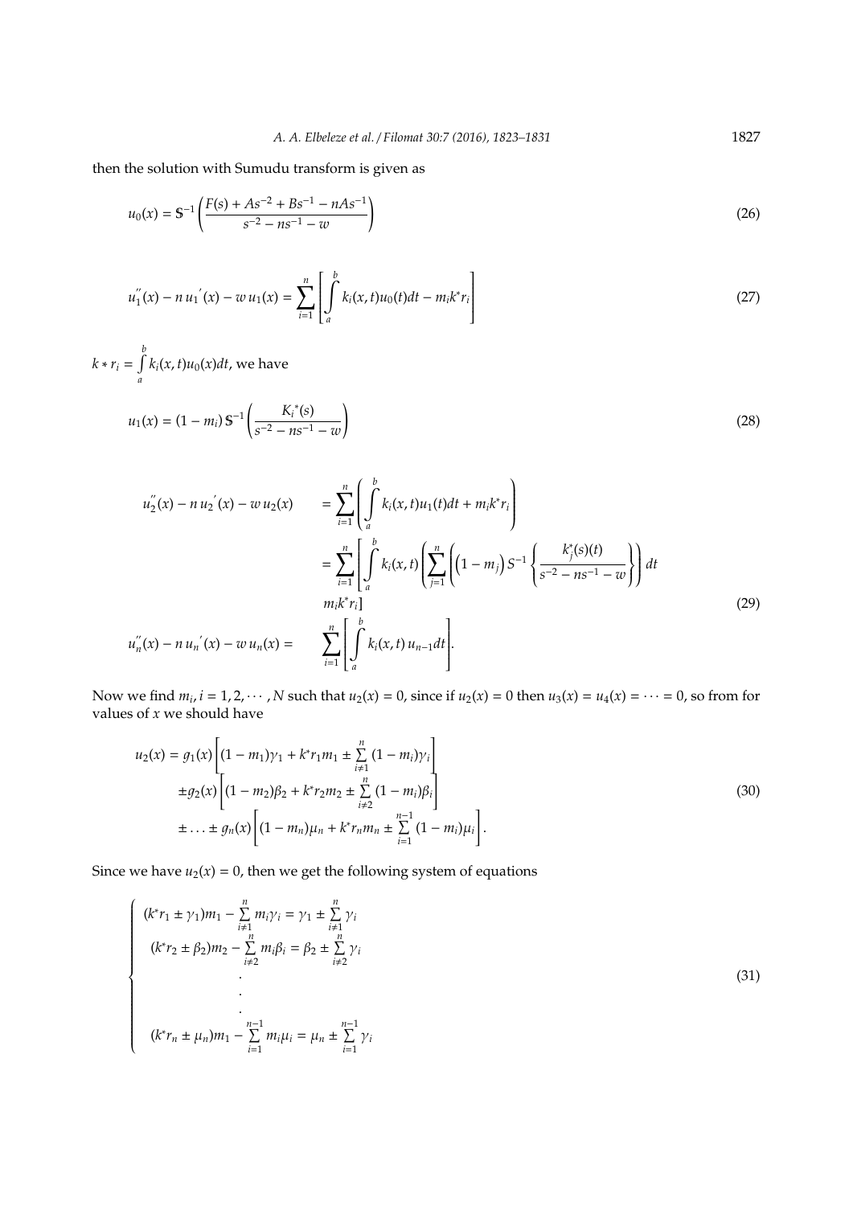then the solution with Sumudu transform is given as

$$u_0(x) = \mathbb{S}^{-1}\left(\frac{F(s) + As^{-2} + Bs^{-1} - nAs^{-1}}{s^{-2} - ns^{-1} - w}\right) \tag{26}$$

$$u_1''(x) - n\,u_1'(x) - w\,u_1(x) = \sum_{i=1}^{n}\left[\int_a^b k_i(x,t)u_0(t)dt - m_i k^* r_i\right] \tag{27}$$

$k * r_i = \int_a^b k_i(x,t)u_0(x)dt$, we have

$$u_1(x) = (1 - m_i)\,\mathbb{S}^{-1}\left(\frac{K_i{}^*(s)}{s^{-2} - ns^{-1} - w}\right) \tag{28}$$

$$\begin{aligned}
u_2''(x) - n\,u_2'(x) - w\,u_2(x) \quad &= \sum_{i=1}^{n}\left(\int_a^b k_i(x,t)u_1(t)dt + m_i k^* r_i\right) \\
&= \sum_{i=1}^{n}\left[\int_a^b k_i(x,t)\left(\sum_{j=1}^{n}\left(\left(1-m_j\right)S^{-1}\left\{\frac{k_j^*(s)(t)}{s^{-2} - ns^{-1} - w}\right\}\right)dt\right.\right. \\
&\quad m_i k^* r_i] \\
u_n''(x) - n\,u_n'(x) - w\,u_n(x) = \quad &\sum_{i=1}^{n}\left[\int_a^b k_i(x,t)\,u_{n-1}dt\right].
\end{aligned} \tag{29}$$

Now we find $m_i, i = 1, 2, \cdots, N$ such that $u_2(x) = 0$, since if $u_2(x) = 0$ then $u_3(x) = u_4(x) = \cdots = 0$, so from for values of $x$ we should have

$$\begin{aligned}
u_2(x) = g_1(x)&\left[(1-m_1)\gamma_1 + k^* r_1 m_1 \pm \sum_{i\neq 1}^{n}(1-m_i)\gamma_i\right] \\
\pm g_2(x)&\left[(1-m_2)\beta_2 + k^* r_2 m_2 \pm \sum_{i\neq 2}^{n}(1-m_i)\beta_i\right] \\
\pm \ldots \pm g_n(x)&\left[(1-m_n)\mu_n + k^* r_n m_n \pm \sum_{i=1}^{n-1}(1-m_i)\mu_i\right].
\end{aligned} \tag{30}$$

Since we have $u_2(x) = 0$, then we get the following system of equations

$$\begin{cases}
(k^* r_1 \pm \gamma_1)m_1 - \sum\limits_{i\neq 1}^{n} m_i\gamma_i = \gamma_1 \pm \sum\limits_{i\neq 1}^{n}\gamma_i \\
(k^* r_2 \pm \beta_2)m_2 - \sum\limits_{i\neq 2}^{n} m_i\beta_i = \beta_2 \pm \sum\limits_{i\neq 2}^{n}\gamma_i \\
\quad\vdots \\
(k^* r_n \pm \mu_n)m_1 - \sum\limits_{i=1}^{n-1} m_i\mu_i = \mu_n \pm \sum\limits_{i=1}^{n-1}\gamma_i
\end{cases} \tag{31}$$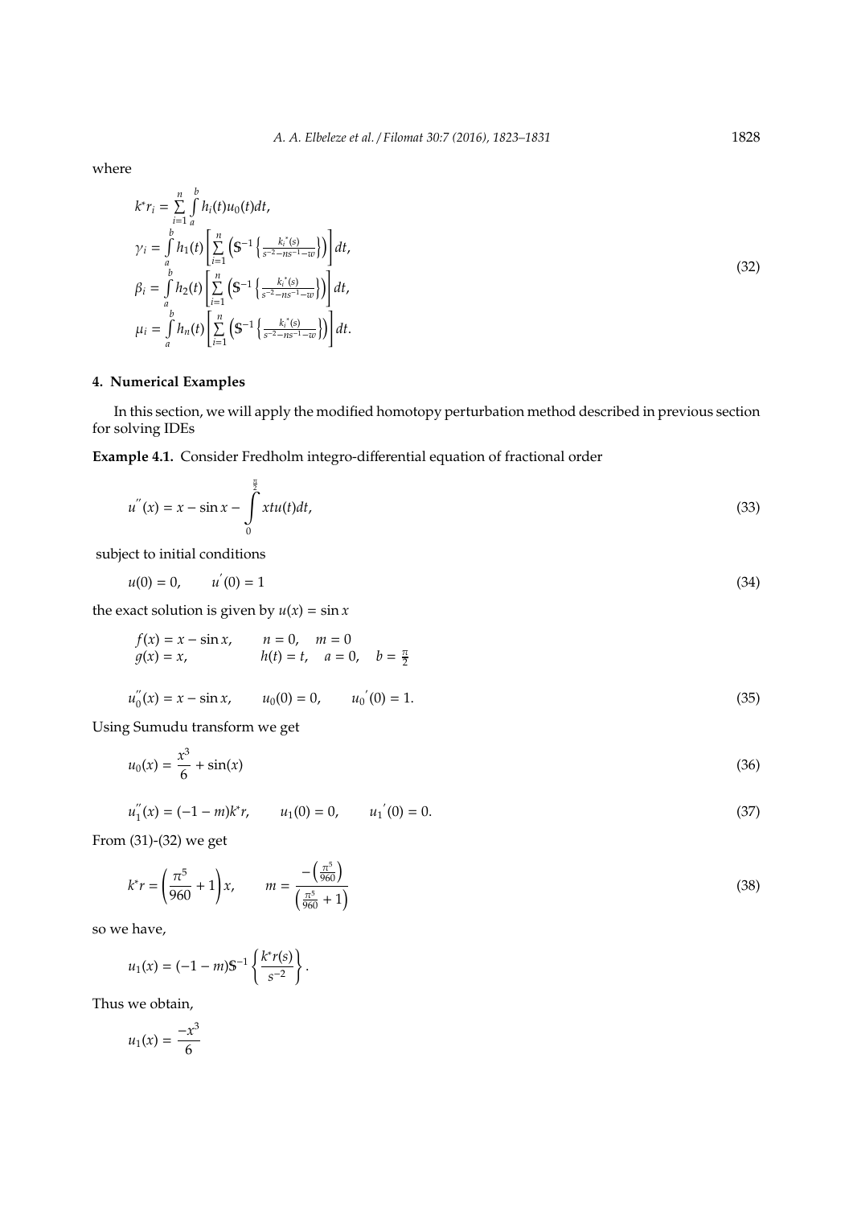where

$$
\begin{aligned}
k^* r_i &= \sum_{i=1}^{n} \int_a^b h_i(t) u_0(t) dt, \\
\gamma_i &= \int_a^b h_1(t) \left[ \sum_{i=1}^{n} \left( \mathbb{S}^{-1} \left\{ \frac{k_i^*(s)}{s^{-2} - n s^{-1} - w} \right\} \right) \right] dt, \\
\beta_i &= \int_a^b h_2(t) \left[ \sum_{i=1}^{n} \left( \mathbb{S}^{-1} \left\{ \frac{k_i^*(s)}{s^{-2} - n s^{-1} - w} \right\} \right) \right] dt, \\
\mu_i &= \int_a^b h_n(t) \left[ \sum_{i=1}^{n} \left( \mathbb{S}^{-1} \left\{ \frac{k_i^*(s)}{s^{-2} - n s^{-1} - w} \right\} \right) \right] dt.
\end{aligned}
\tag{32}
$$

## 4. Numerical Examples

In this section, we will apply the modified homotopy perturbation method described in previous section for solving IDEs

**Example 4.1.** Consider Fredholm integro-differential equation of fractional order

$$
u''(x) = x - \sin x - \int_0^{\frac{\pi}{2}} x t u(t) dt, \tag{33}
$$

subject to initial conditions

$$
u(0) = 0, \qquad u'(0) = 1 \tag{34}
$$

the exact solution is given by $u(x) = \sin x$

$$
\begin{aligned}
f(x) &= x - \sin x, \qquad n = 0, \quad m = 0 \\
g(x) &= x, \qquad\qquad h(t) = t, \quad a = 0, \quad b = \tfrac{\pi}{2}
\end{aligned}
$$

$$
u_0''(x) = x - \sin x, \qquad u_0(0) = 0, \qquad u_0'(0) = 1. \tag{35}
$$

Using Sumudu transform we get

$$
u_0(x) = \frac{x^3}{6} + \sin(x) \tag{36}
$$

$$
u_1''(x) = (-1 - m) k^* r, \qquad u_1(0) = 0, \qquad u_1'(0) = 0. \tag{37}
$$

From (31)-(32) we get

$$
k^* r = \left( \frac{\pi^5}{960} + 1 \right) x, \qquad m = \frac{-\left( \frac{\pi^5}{960} \right)}{\left( \frac{\pi^5}{960} + 1 \right)} \tag{38}
$$

so we have,

$$
u_1(x) = (-1 - m) \mathbb{S}^{-1} \left\{ \frac{k^* r(s)}{s^{-2}} \right\}.
$$

Thus we obtain,

$$
u_1(x) = \frac{-x^3}{6}
$$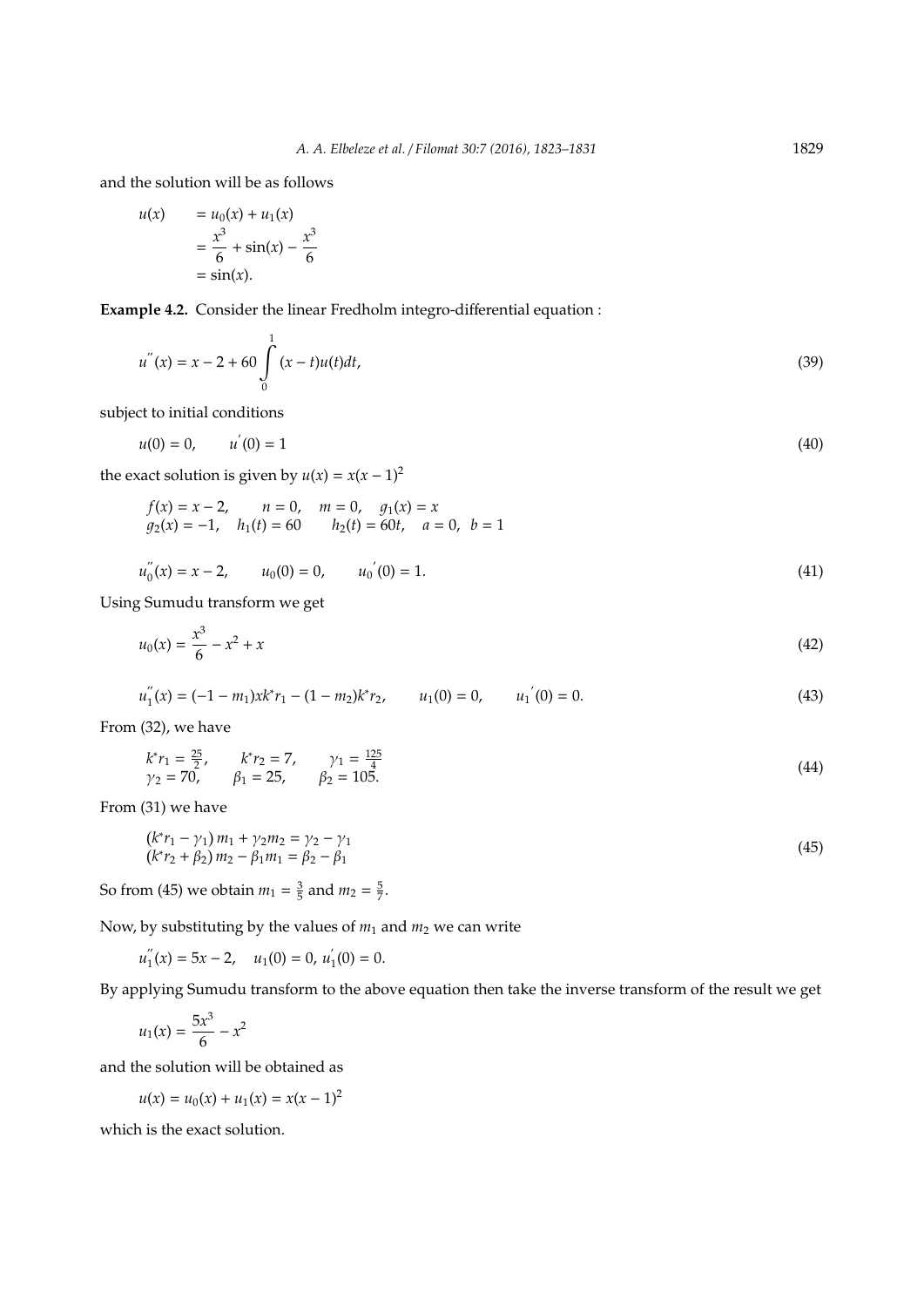and the solution will be as follows

$$
\begin{aligned}
u(x) \quad &= u_0(x) + u_1(x) \\
&= \frac{x^3}{6} + \sin(x) - \frac{x^3}{6} \\
&= \sin(x).
\end{aligned}
$$

**Example 4.2.** Consider the linear Fredholm integro-differential equation :

$$
u^{''}(x) = x - 2 + 60 \int_0^1 (x - t)u(t)dt, \tag{39}
$$

subject to initial conditions

$$
u(0) = 0, \qquad u^{'}(0) = 1 \tag{40}
$$

the exact solution is given by $u(x) = x(x-1)^2$

$$
\begin{aligned}
&f(x) = x - 2, \qquad n = 0, \quad m = 0, \quad g_1(x) = x \\
&g_2(x) = -1, \quad h_1(t) = 60 \qquad h_2(t) = 60t, \quad a = 0, \;\; b = 1
\end{aligned}
$$

$$
u_0^{''}(x) = x - 2, \qquad u_0(0) = 0, \qquad u_0^{'}(0) = 1. \tag{41}
$$

Using Sumudu transform we get

$$
u_0(x) = \frac{x^3}{6} - x^2 + x \tag{42}
$$

$$
u_1^{''}(x) = (-1 - m_1)xk^*r_1 - (1 - m_2)k^*r_2, \qquad u_1(0) = 0, \qquad u_1^{'}(0) = 0. \tag{43}
$$

From (32), we have

$$
\begin{aligned}
&k^*r_1 = \tfrac{25}{2}, \qquad k^*r_2 = 7, \qquad \gamma_1 = \tfrac{125}{4} \\
&\gamma_2 = 70, \qquad \beta_1 = 25, \qquad \beta_2 = 105.
\end{aligned} \tag{44}
$$

From (31) we have

$$
\begin{aligned}
&(k^*r_1 - \gamma_1)\, m_1 + \gamma_2 m_2 = \gamma_2 - \gamma_1 \\
&(k^*r_2 + \beta_2)\, m_2 - \beta_1 m_1 = \beta_2 - \beta_1
\end{aligned} \tag{45}
$$

So from (45) we obtain $m_1 = \frac{3}{5}$ and $m_2 = \frac{5}{7}$.

Now, by substituting by the values of $m_1$ and $m_2$ we can write

$$
u_1^{''}(x) = 5x - 2, \quad u_1(0) = 0, \; u_1^{'}(0) = 0.
$$

By applying Sumudu transform to the above equation then take the inverse transform of the result we get

$$
u_1(x) = \frac{5x^3}{6} - x^2
$$

and the solution will be obtained as

$$
u(x) = u_0(x) + u_1(x) = x(x-1)^2
$$

which is the exact solution.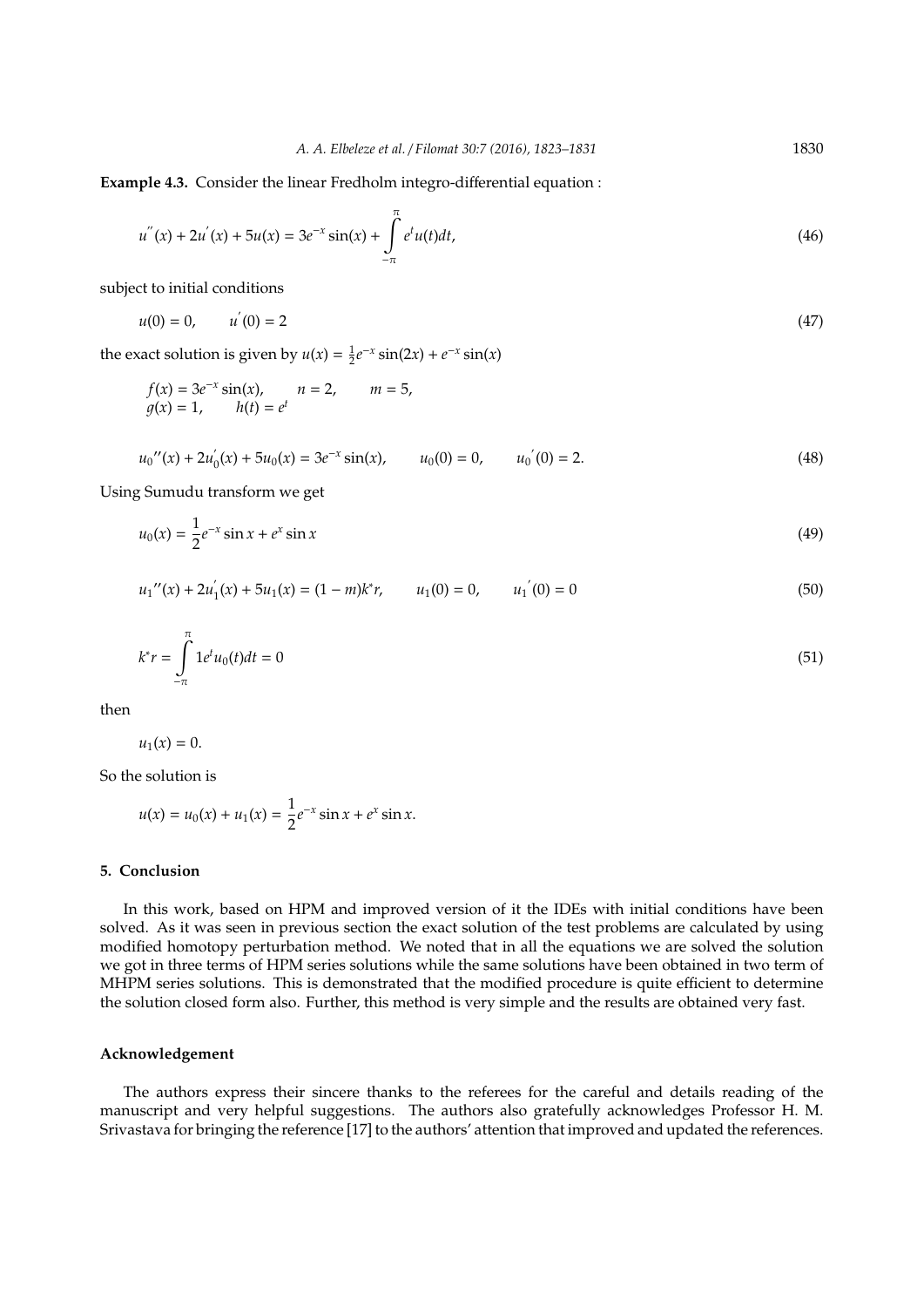**Example 4.3.** Consider the linear Fredholm integro-differential equation :

$$u^{''}(x) + 2u^{'}(x) + 5u(x) = 3e^{-x}\sin(x) + \int_{-\pi}^{\pi} e^{t}u(t)dt, \tag{46}$$

subject to initial conditions

$$u(0) = 0, \qquad u^{'}(0) = 2 \tag{47}$$

the exact solution is given by $u(x) = \frac{1}{2}e^{-x}\sin(2x) + e^{-x}\sin(x)$

$$\begin{array}{lll} f(x) = 3e^{-x}\sin(x), & n = 2, & m = 5, \\ g(x) = 1, & h(t) = e^{t} & \end{array}$$

$$u_0{''}(x) + 2u_0^{'}(x) + 5u_0(x) = 3e^{-x}\sin(x), \qquad u_0(0) = 0, \qquad u_0{'}(0) = 2. \tag{48}$$

Using Sumudu transform we get

$$u_0(x) = \frac{1}{2}e^{-x}\sin x + e^{x}\sin x \tag{49}$$

$$u_1{''}(x) + 2u_1^{'}(x) + 5u_1(x) = (1-m)k^{*}r, \qquad u_1(0) = 0, \qquad u_1{'}(0) = 0 \tag{50}$$

$$k^{*}r = \int_{-\pi}^{\pi} 1e^{t}u_0(t)dt = 0 \tag{51}$$

then

$$u_1(x) = 0.$$

So the solution is

$$u(x) = u_0(x) + u_1(x) = \frac{1}{2}e^{-x}\sin x + e^{x}\sin x.$$

## 5. Conclusion

In this work, based on HPM and improved version of it the IDEs with initial conditions have been solved. As it was seen in previous section the exact solution of the test problems are calculated by using modified homotopy perturbation method. We noted that in all the equations we are solved the solution we got in three terms of HPM series solutions while the same solutions have been obtained in two term of MHPM series solutions. This is demonstrated that the modified procedure is quite efficient to determine the solution closed form also. Further, this method is very simple and the results are obtained very fast.

## Acknowledgement

The authors express their sincere thanks to the referees for the careful and details reading of the manuscript and very helpful suggestions. The authors also gratefully acknowledges Professor H. M. Srivastava for bringing the reference [17] to the authors' attention that improved and updated the references.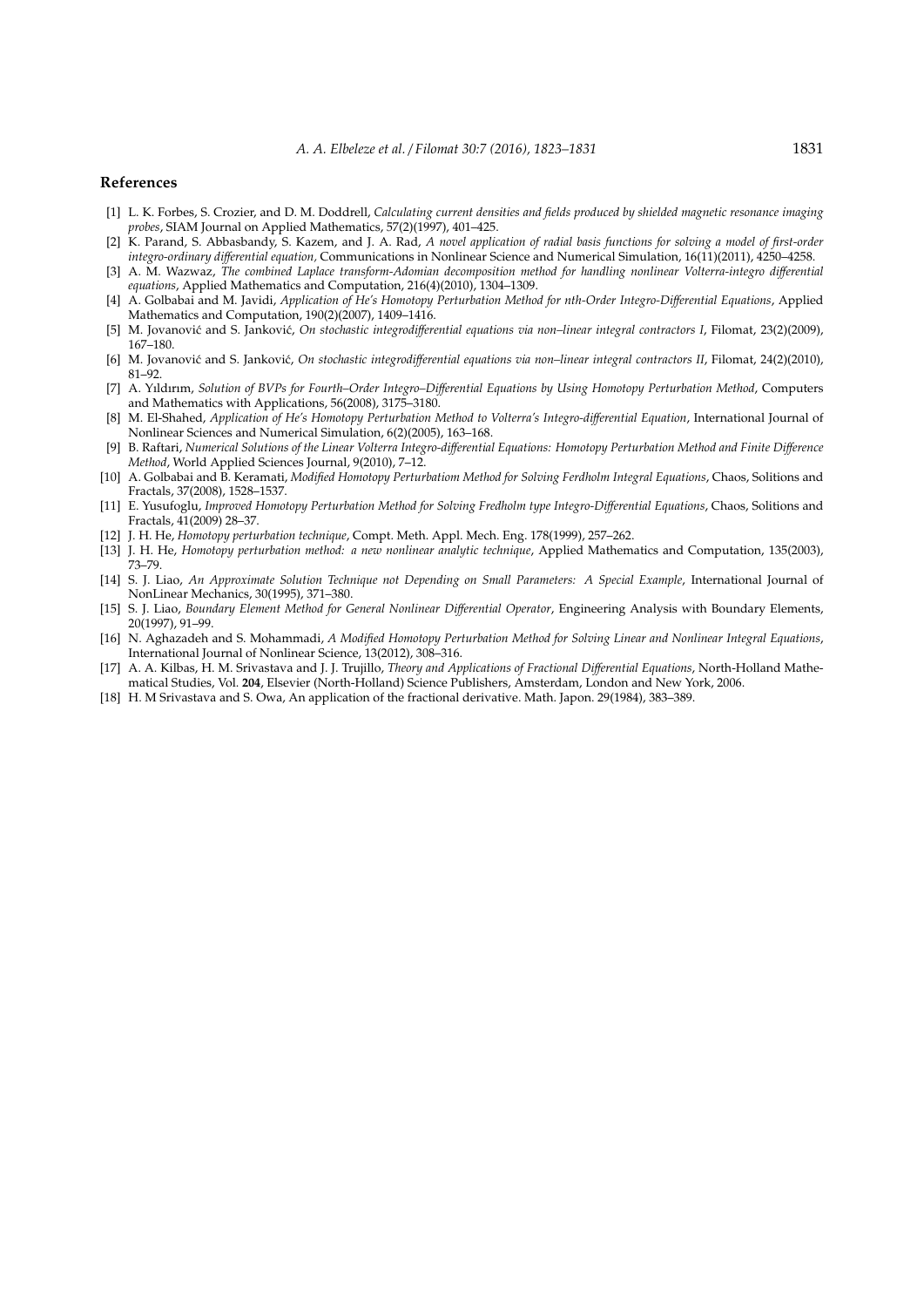## References

[1] L. K. Forbes, S. Crozier, and D. M. Doddrell, *Calculating current densities and fields produced by shielded magnetic resonance imaging probes*, SIAM Journal on Applied Mathematics, 57(2)(1997), 401–425.

[2] K. Parand, S. Abbasbandy, S. Kazem, and J. A. Rad, *A novel application of radial basis functions for solving a model of first-order integro-ordinary differential equation,* Communications in Nonlinear Science and Numerical Simulation, 16(11)(2011), 4250–4258.

[3] A. M. Wazwaz, *The combined Laplace transform-Adomian decomposition method for handling nonlinear Volterra-integro differential equations*, Applied Mathematics and Computation, 216(4)(2010), 1304–1309.

[4] A. Golbabai and M. Javidi, *Application of He's Homotopy Perturbation Method for nth-Order Integro-Differential Equations*, Applied Mathematics and Computation, 190(2)(2007), 1409–1416.

[5] M. Jovanović and S. Janković, *On stochastic integrodifferential equations via non–linear integral contractors I*, Filomat, 23(2)(2009), 167–180.

[6] M. Jovanović and S. Janković, *On stochastic integrodifferential equations via non–linear integral contractors II*, Filomat, 24(2)(2010), 81–92.

[7] A. Yıldırım, *Solution of BVPs for Fourth–Order Integro–Differential Equations by Using Homotopy Perturbation Method*, Computers and Mathematics with Applications, 56(2008), 3175–3180.

[8] M. El-Shahed, *Application of He's Homotopy Perturbation Method to Volterra's Integro-differential Equation*, International Journal of Nonlinear Sciences and Numerical Simulation, 6(2)(2005), 163–168.

[9] B. Raftari, *Numerical Solutions of the Linear Volterra Integro-differential Equations: Homotopy Perturbation Method and Finite Difference Method*, World Applied Sciences Journal, 9(2010), 7–12.

[10] A. Golbabai and B. Keramati, *Modified Homotopy Perturbatiom Method for Solving Ferdholm Integral Equations*, Chaos, Solitions and Fractals, 37(2008), 1528–1537.

[11] E. Yusufoglu, *Improved Homotopy Perturbation Method for Solving Fredholm type Integro-Differential Equations*, Chaos, Solitions and Fractals, 41(2009) 28–37.

[12] J. H. He, *Homotopy perturbation technique*, Compt. Meth. Appl. Mech. Eng. 178(1999), 257–262.

[13] J. H. He, *Homotopy perturbation method: a new nonlinear analytic technique*, Applied Mathematics and Computation, 135(2003), 73–79.

[14] S. J. Liao, *An Approximate Solution Technique not Depending on Small Parameters: A Special Example*, International Journal of NonLinear Mechanics, 30(1995), 371–380.

[15] S. J. Liao, *Boundary Element Method for General Nonlinear Differential Operator*, Engineering Analysis with Boundary Elements, 20(1997), 91–99.

[16] N. Aghazadeh and S. Mohammadi, *A Modified Homotopy Perturbation Method for Solving Linear and Nonlinear Integral Equations*, International Journal of Nonlinear Science, 13(2012), 308–316.

[17] A. A. Kilbas, H. M. Srivastava and J. J. Trujillo, *Theory and Applications of Fractional Differential Equations*, North-Holland Mathematical Studies, Vol. **204**, Elsevier (North-Holland) Science Publishers, Amsterdam, London and New York, 2006.

[18] H. M Srivastava and S. Owa, An application of the fractional derivative. Math. Japon. 29(1984), 383–389.